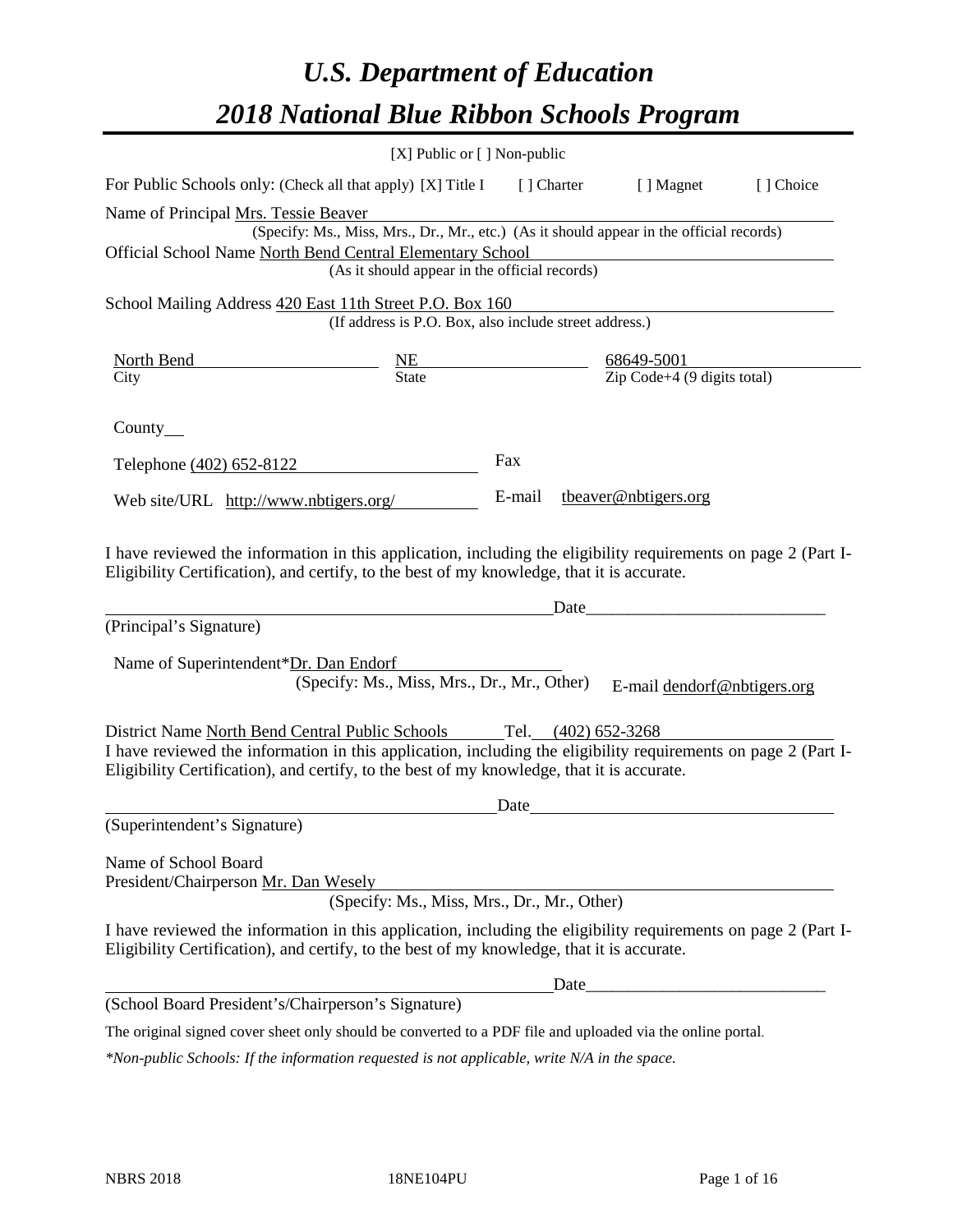# *U.S. Department of Education*
# *2018 National Blue Ribbon Schools Program*

[X] Public or [ ] Non-public

For Public Schools only: (Check all that apply) [X] Title I [ ] Charter [ ] Magnet [ ] Choice

Name of Principal Mrs. Tessie Beaver
(Specify: Ms., Miss, Mrs., Dr., Mr., etc.) (As it should appear in the official records)

Official School Name North Bend Central Elementary School
(As it should appear in the official records)

School Mailing Address 420 East 11th Street P.O. Box 160
(If address is P.O. Box, also include street address.)

| North Bend | NE | 68649-5001 |
|---|---|---|
| City | State | Zip Code+4 (9 digits total) |

County

Telephone (402) 652-8122 Fax

Web site/URL http://www.nbtigers.org/ E-mail tbeaver@nbtigers.org

I have reviewed the information in this application, including the eligibility requirements on page 2 (Part I-Eligibility Certification), and certify, to the best of my knowledge, that it is accurate.

Date

(Principal's Signature)

Name of Superintendent*Dr. Dan Endorf
(Specify: Ms., Miss, Mrs., Dr., Mr., Other) E-mail dendorf@nbtigers.org

District Name North Bend Central Public Schools Tel. (402) 652-3268

I have reviewed the information in this application, including the eligibility requirements on page 2 (Part I-Eligibility Certification), and certify, to the best of my knowledge, that it is accurate.

Date

(Superintendent's Signature)

Name of School Board
President/Chairperson Mr. Dan Wesely
(Specify: Ms., Miss, Mrs., Dr., Mr., Other)

I have reviewed the information in this application, including the eligibility requirements on page 2 (Part I-Eligibility Certification), and certify, to the best of my knowledge, that it is accurate.

Date

(School Board President's/Chairperson's Signature)

The original signed cover sheet only should be converted to a PDF file and uploaded via the online portal.

*\*Non-public Schools: If the information requested is not applicable, write N/A in the space.*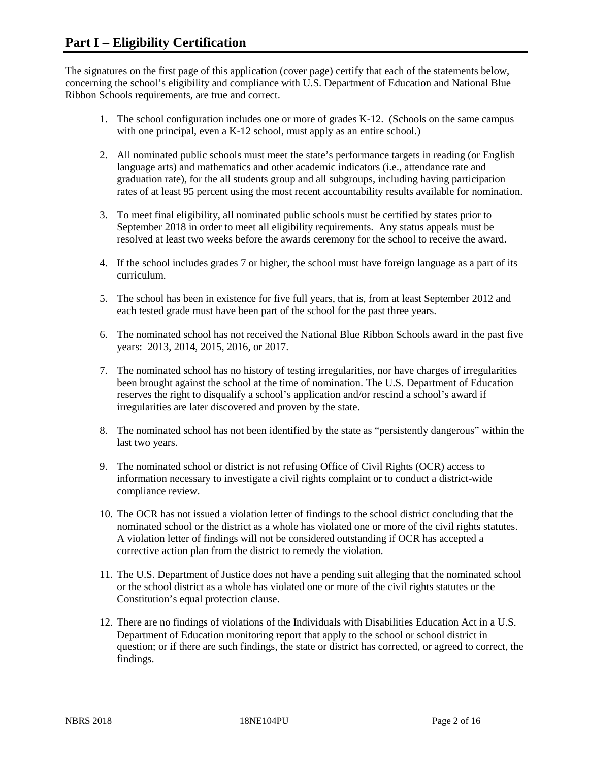# Part I – Eligibility Certification

The signatures on the first page of this application (cover page) certify that each of the statements below, concerning the school's eligibility and compliance with U.S. Department of Education and National Blue Ribbon Schools requirements, are true and correct.

1. The school configuration includes one or more of grades K-12. (Schools on the same campus with one principal, even a K-12 school, must apply as an entire school.)
2. All nominated public schools must meet the state's performance targets in reading (or English language arts) and mathematics and other academic indicators (i.e., attendance rate and graduation rate), for the all students group and all subgroups, including having participation rates of at least 95 percent using the most recent accountability results available for nomination.
3. To meet final eligibility, all nominated public schools must be certified by states prior to September 2018 in order to meet all eligibility requirements. Any status appeals must be resolved at least two weeks before the awards ceremony for the school to receive the award.
4. If the school includes grades 7 or higher, the school must have foreign language as a part of its curriculum.
5. The school has been in existence for five full years, that is, from at least September 2012 and each tested grade must have been part of the school for the past three years.
6. The nominated school has not received the National Blue Ribbon Schools award in the past five years: 2013, 2014, 2015, 2016, or 2017.
7. The nominated school has no history of testing irregularities, nor have charges of irregularities been brought against the school at the time of nomination. The U.S. Department of Education reserves the right to disqualify a school's application and/or rescind a school's award if irregularities are later discovered and proven by the state.
8. The nominated school has not been identified by the state as "persistently dangerous" within the last two years.
9. The nominated school or district is not refusing Office of Civil Rights (OCR) access to information necessary to investigate a civil rights complaint or to conduct a district-wide compliance review.
10. The OCR has not issued a violation letter of findings to the school district concluding that the nominated school or the district as a whole has violated one or more of the civil rights statutes. A violation letter of findings will not be considered outstanding if OCR has accepted a corrective action plan from the district to remedy the violation.
11. The U.S. Department of Justice does not have a pending suit alleging that the nominated school or the school district as a whole has violated one or more of the civil rights statutes or the Constitution's equal protection clause.
12. There are no findings of violations of the Individuals with Disabilities Education Act in a U.S. Department of Education monitoring report that apply to the school or school district in question; or if there are such findings, the state or district has corrected, or agreed to correct, the findings.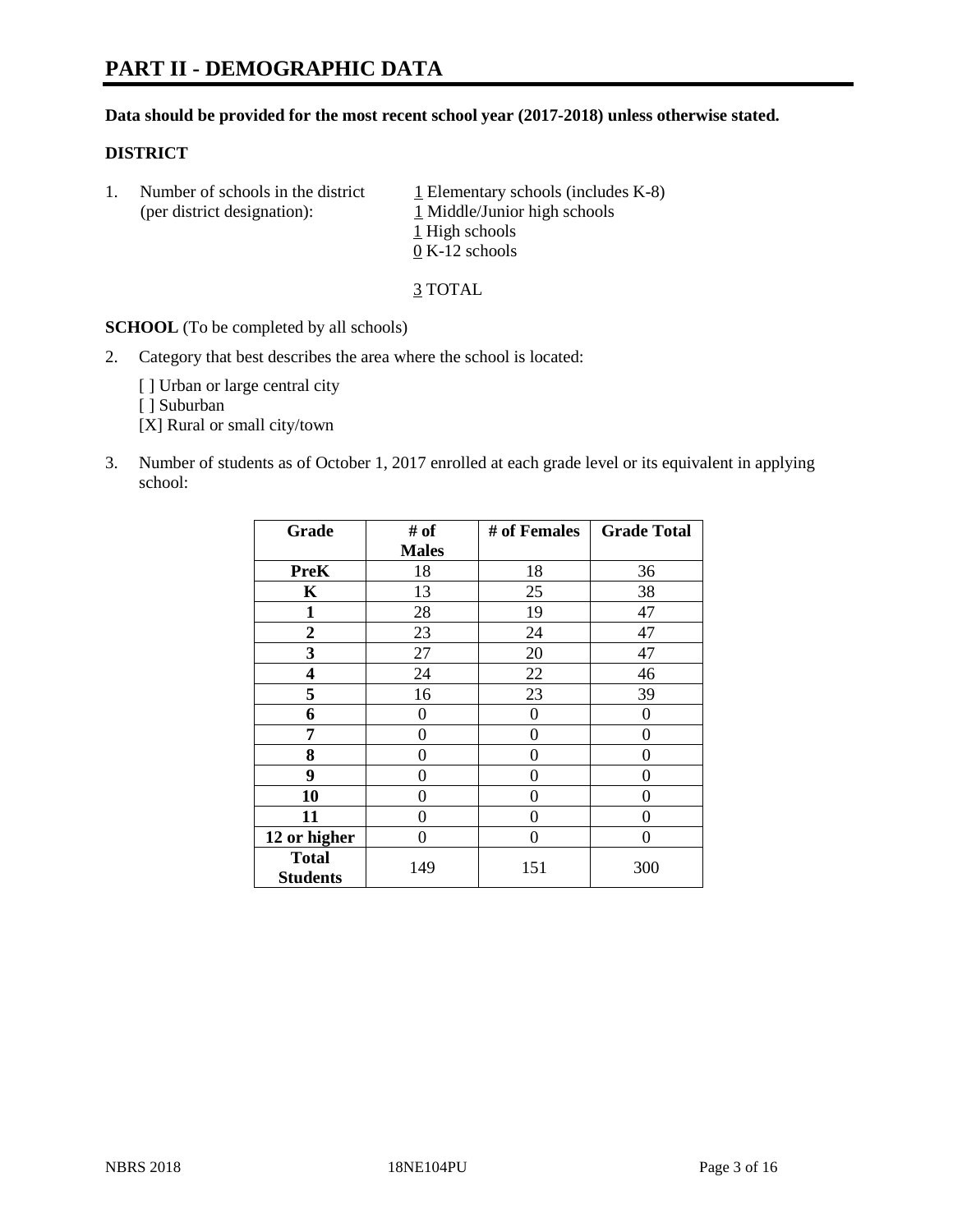# PART II - DEMOGRAPHIC DATA

**Data should be provided for the most recent school year (2017-2018) unless otherwise stated.**

**DISTRICT**

1. Number of schools in the district (per district designation):
   1 Elementary schools (includes K-8)
   1 Middle/Junior high schools
   1 High schools
   0 K-12 schools

   3 TOTAL

**SCHOOL** (To be completed by all schools)

2. Category that best describes the area where the school is located:

   [ ] Urban or large central city
   [ ] Suburban
   [X] Rural or small city/town

3. Number of students as of October 1, 2017 enrolled at each grade level or its equivalent in applying school:

| Grade | # of Males | # of Females | Grade Total |
|---|---|---|---|
| **PreK** | 18 | 18 | 36 |
| **K** | 13 | 25 | 38 |
| **1** | 28 | 19 | 47 |
| **2** | 23 | 24 | 47 |
| **3** | 27 | 20 | 47 |
| **4** | 24 | 22 | 46 |
| **5** | 16 | 23 | 39 |
| **6** | 0 | 0 | 0 |
| **7** | 0 | 0 | 0 |
| **8** | 0 | 0 | 0 |
| **9** | 0 | 0 | 0 |
| **10** | 0 | 0 | 0 |
| **11** | 0 | 0 | 0 |
| **12 or higher** | 0 | 0 | 0 |
| **Total Students** | 149 | 151 | 300 |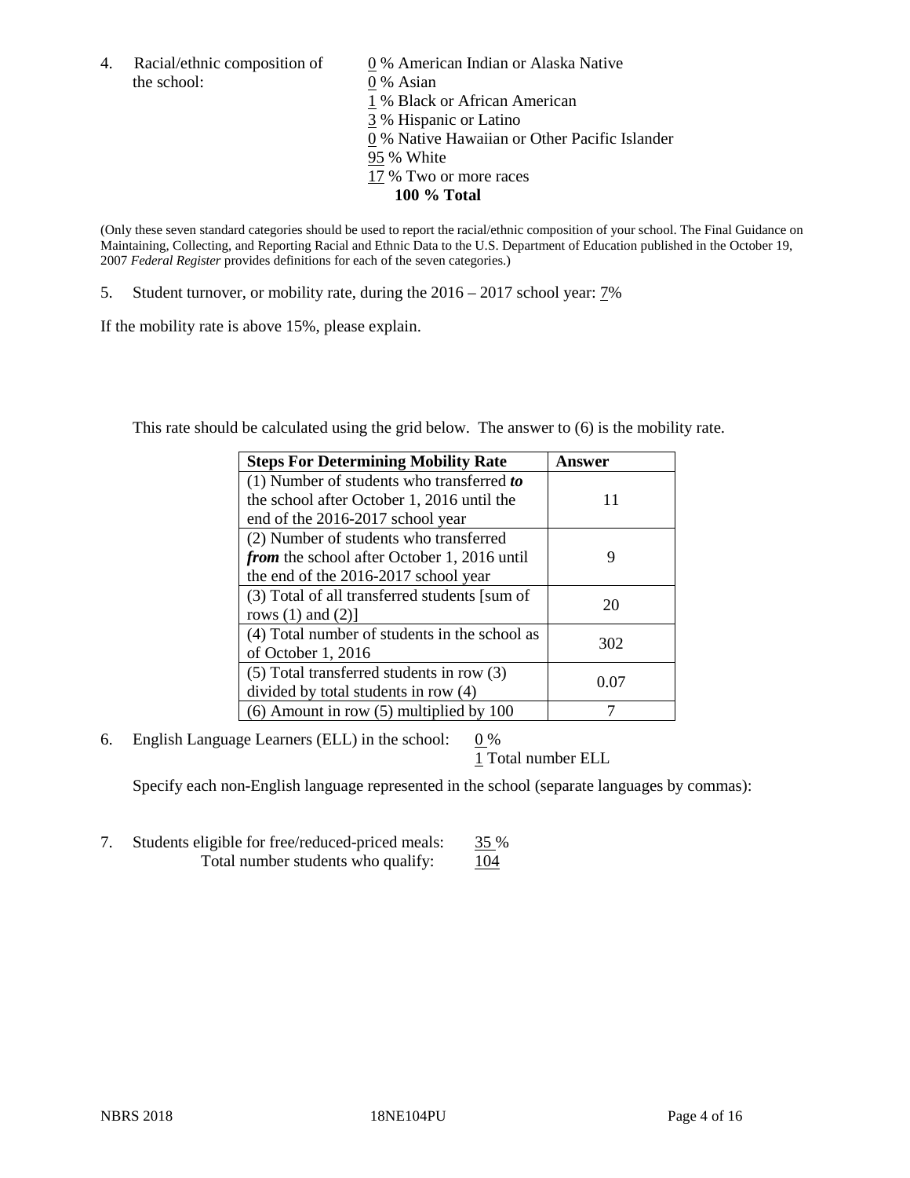4. Racial/ethnic composition of the school:

0 % American Indian or Alaska Native
0 % Asian
1 % Black or African American
3 % Hispanic or Latino
0 % Native Hawaiian or Other Pacific Islander
95 % White
17 % Two or more races
**100 % Total**

(Only these seven standard categories should be used to report the racial/ethnic composition of your school. The Final Guidance on Maintaining, Collecting, and Reporting Racial and Ethnic Data to the U.S. Department of Education published in the October 19, 2007 *Federal Register* provides definitions for each of the seven categories.)

5. Student turnover, or mobility rate, during the 2016 – 2017 school year: 7%

If the mobility rate is above 15%, please explain.

This rate should be calculated using the grid below. The answer to (6) is the mobility rate.

| **Steps For Determining Mobility Rate** | **Answer** |
| --- | --- |
| (1) Number of students who transferred ***to*** the school after October 1, 2016 until the end of the 2016-2017 school year | 11 |
| (2) Number of students who transferred ***from*** the school after October 1, 2016 until the end of the 2016-2017 school year | 9 |
| (3) Total of all transferred students [sum of rows (1) and (2)] | 20 |
| (4) Total number of students in the school as of October 1, 2016 | 302 |
| (5) Total transferred students in row (3) divided by total students in row (4) | 0.07 |
| (6) Amount in row (5) multiplied by 100 | 7 |

6. English Language Learners (ELL) in the school: 0 %
1 Total number ELL

Specify each non-English language represented in the school (separate languages by commas):

7. Students eligible for free/reduced-priced meals: 35 %
Total number students who qualify: 104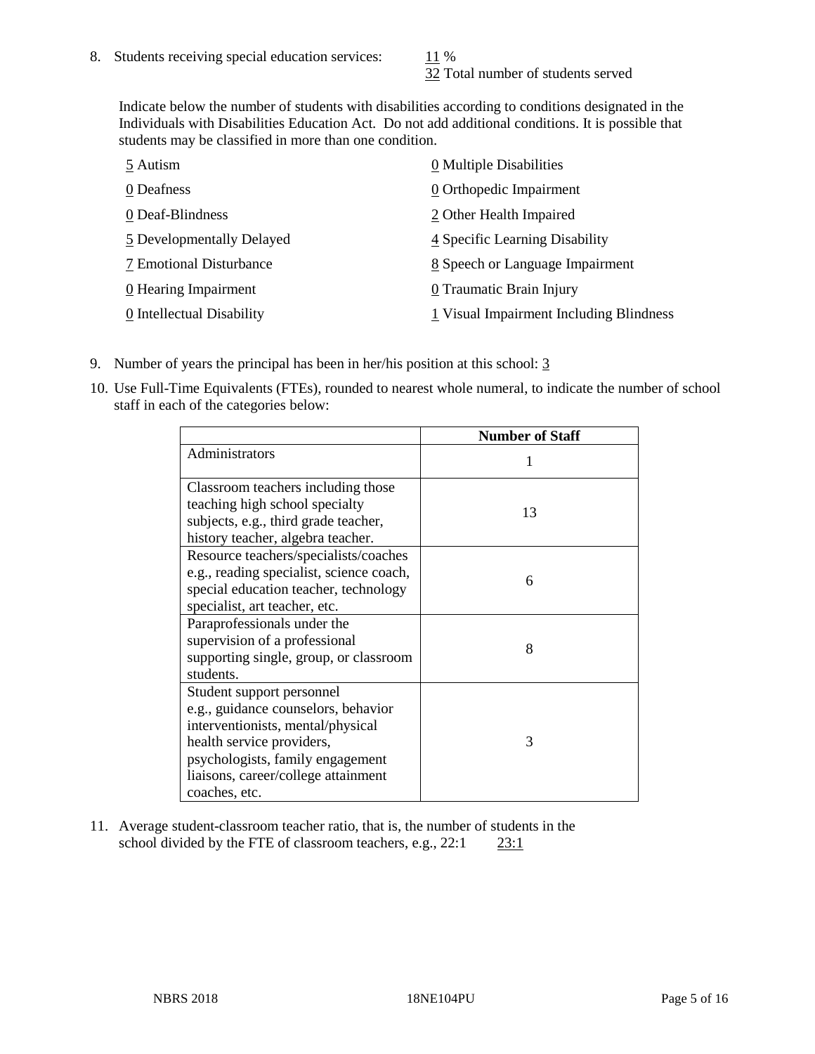8. Students receiving special education services: 11 %
   32 Total number of students served

   Indicate below the number of students with disabilities according to conditions designated in the Individuals with Disabilities Education Act. Do not add additional conditions. It is possible that students may be classified in more than one condition.

   5 Autism
   0 Deafness
   0 Deaf-Blindness
   5 Developmentally Delayed
   7 Emotional Disturbance
   0 Hearing Impairment
   0 Intellectual Disability
   0 Multiple Disabilities
   0 Orthopedic Impairment
   2 Other Health Impaired
   4 Specific Learning Disability
   8 Speech or Language Impairment
   0 Traumatic Brain Injury
   1 Visual Impairment Including Blindness

9. Number of years the principal has been in her/his position at this school: 3

10. Use Full-Time Equivalents (FTEs), rounded to nearest whole numeral, to indicate the number of school staff in each of the categories below:

| | Number of Staff |
|---|---|
| Administrators | 1 |
| Classroom teachers including those teaching high school specialty subjects, e.g., third grade teacher, history teacher, algebra teacher. | 13 |
| Resource teachers/specialists/coaches e.g., reading specialist, science coach, special education teacher, technology specialist, art teacher, etc. | 6 |
| Paraprofessionals under the supervision of a professional supporting single, group, or classroom students. | 8 |
| Student support personnel e.g., guidance counselors, behavior interventionists, mental/physical health service providers, psychologists, family engagement liaisons, career/college attainment coaches, etc. | 3 |

11. Average student-classroom teacher ratio, that is, the number of students in the school divided by the FTE of classroom teachers, e.g., 22:1 23:1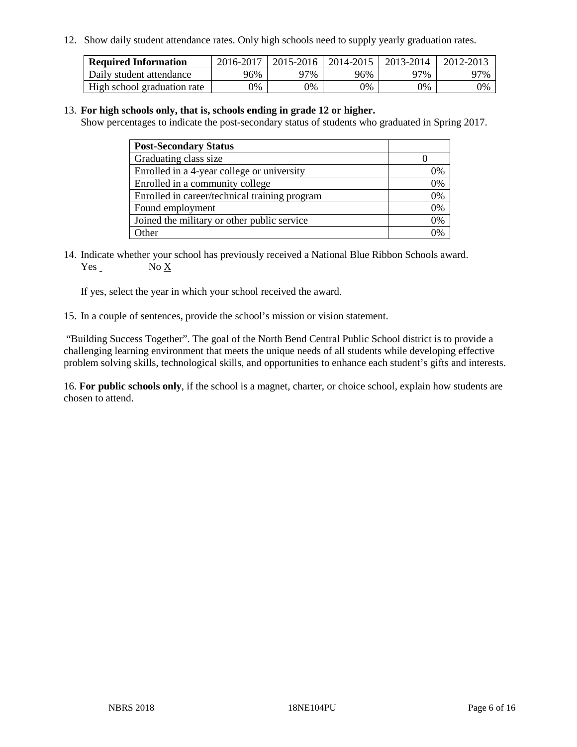12. Show daily student attendance rates. Only high schools need to supply yearly graduation rates.

| Required Information | 2016-2017 | 2015-2016 | 2014-2015 | 2013-2014 | 2012-2013 |
|---|---|---|---|---|---|
| Daily student attendance | 96% | 97% | 96% | 97% | 97% |
| High school graduation rate | 0% | 0% | 0% | 0% | 0% |

13. **For high schools only, that is, schools ending in grade 12 or higher.**
Show percentages to indicate the post-secondary status of students who graduated in Spring 2017.

| Post-Secondary Status | |
|---|---|
| Graduating class size | 0 |
| Enrolled in a 4-year college or university | 0% |
| Enrolled in a community college | 0% |
| Enrolled in career/technical training program | 0% |
| Found employment | 0% |
| Joined the military or other public service | 0% |
| Other | 0% |

14. Indicate whether your school has previously received a National Blue Ribbon Schools award.
Yes ___ No X

If yes, select the year in which your school received the award.

15. In a couple of sentences, provide the school's mission or vision statement.

"Building Success Together". The goal of the North Bend Central Public School district is to provide a challenging learning environment that meets the unique needs of all students while developing effective problem solving skills, technological skills, and opportunities to enhance each student's gifts and interests.

16. **For public schools only**, if the school is a magnet, charter, or choice school, explain how students are chosen to attend.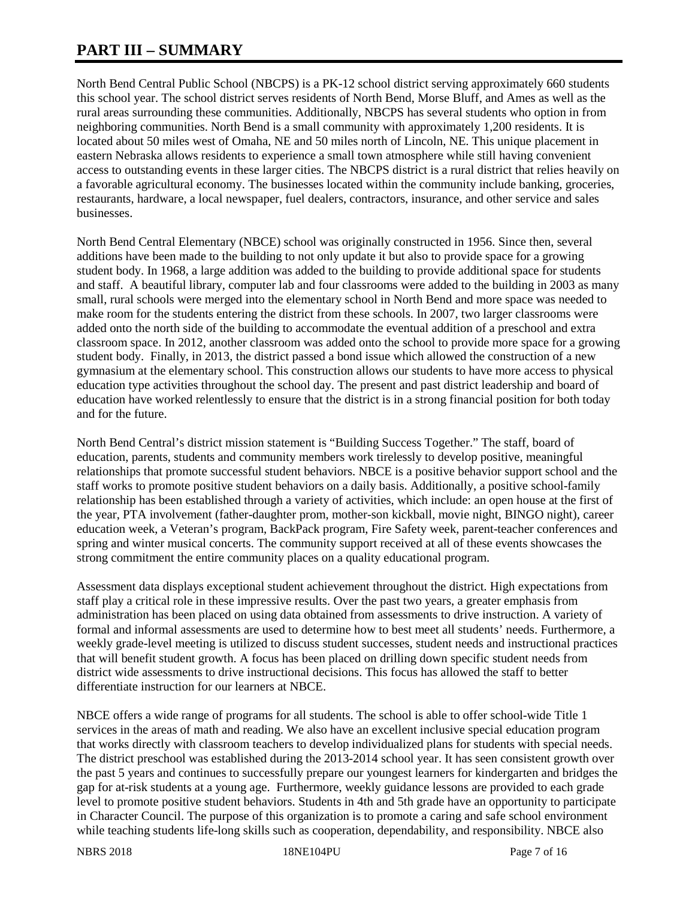# PART III – SUMMARY

North Bend Central Public School (NBCPS) is a PK-12 school district serving approximately 660 students this school year. The school district serves residents of North Bend, Morse Bluff, and Ames as well as the rural areas surrounding these communities. Additionally, NBCPS has several students who option in from neighboring communities. North Bend is a small community with approximately 1,200 residents. It is located about 50 miles west of Omaha, NE and 50 miles north of Lincoln, NE. This unique placement in eastern Nebraska allows residents to experience a small town atmosphere while still having convenient access to outstanding events in these larger cities. The NBCPS district is a rural district that relies heavily on a favorable agricultural economy. The businesses located within the community include banking, groceries, restaurants, hardware, a local newspaper, fuel dealers, contractors, insurance, and other service and sales businesses.

North Bend Central Elementary (NBCE) school was originally constructed in 1956. Since then, several additions have been made to the building to not only update it but also to provide space for a growing student body. In 1968, a large addition was added to the building to provide additional space for students and staff. A beautiful library, computer lab and four classrooms were added to the building in 2003 as many small, rural schools were merged into the elementary school in North Bend and more space was needed to make room for the students entering the district from these schools. In 2007, two larger classrooms were added onto the north side of the building to accommodate the eventual addition of a preschool and extra classroom space. In 2012, another classroom was added onto the school to provide more space for a growing student body. Finally, in 2013, the district passed a bond issue which allowed the construction of a new gymnasium at the elementary school. This construction allows our students to have more access to physical education type activities throughout the school day. The present and past district leadership and board of education have worked relentlessly to ensure that the district is in a strong financial position for both today and for the future.

North Bend Central's district mission statement is "Building Success Together." The staff, board of education, parents, students and community members work tirelessly to develop positive, meaningful relationships that promote successful student behaviors. NBCE is a positive behavior support school and the staff works to promote positive student behaviors on a daily basis. Additionally, a positive school-family relationship has been established through a variety of activities, which include: an open house at the first of the year, PTA involvement (father-daughter prom, mother-son kickball, movie night, BINGO night), career education week, a Veteran's program, BackPack program, Fire Safety week, parent-teacher conferences and spring and winter musical concerts. The community support received at all of these events showcases the strong commitment the entire community places on a quality educational program.

Assessment data displays exceptional student achievement throughout the district. High expectations from staff play a critical role in these impressive results. Over the past two years, a greater emphasis from administration has been placed on using data obtained from assessments to drive instruction. A variety of formal and informal assessments are used to determine how to best meet all students' needs. Furthermore, a weekly grade-level meeting is utilized to discuss student successes, student needs and instructional practices that will benefit student growth. A focus has been placed on drilling down specific student needs from district wide assessments to drive instructional decisions. This focus has allowed the staff to better differentiate instruction for our learners at NBCE.

NBCE offers a wide range of programs for all students. The school is able to offer school-wide Title 1 services in the areas of math and reading. We also have an excellent inclusive special education program that works directly with classroom teachers to develop individualized plans for students with special needs. The district preschool was established during the 2013-2014 school year. It has seen consistent growth over the past 5 years and continues to successfully prepare our youngest learners for kindergarten and bridges the gap for at-risk students at a young age. Furthermore, weekly guidance lessons are provided to each grade level to promote positive student behaviors. Students in 4th and 5th grade have an opportunity to participate in Character Council. The purpose of this organization is to promote a caring and safe school environment while teaching students life-long skills such as cooperation, dependability, and responsibility. NBCE also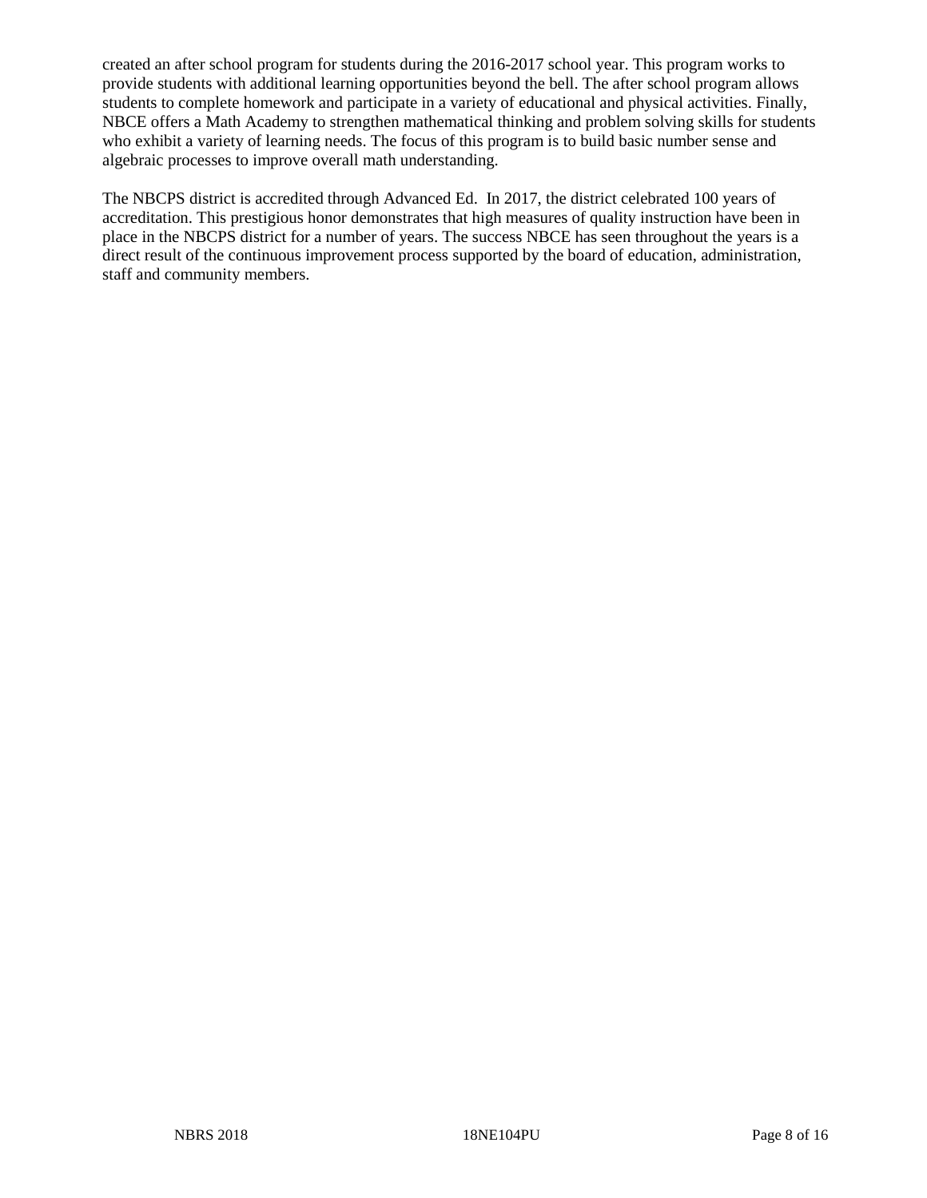created an after school program for students during the 2016-2017 school year. This program works to provide students with additional learning opportunities beyond the bell. The after school program allows students to complete homework and participate in a variety of educational and physical activities. Finally, NBCE offers a Math Academy to strengthen mathematical thinking and problem solving skills for students who exhibit a variety of learning needs. The focus of this program is to build basic number sense and algebraic processes to improve overall math understanding.

The NBCPS district is accredited through Advanced Ed. In 2017, the district celebrated 100 years of accreditation. This prestigious honor demonstrates that high measures of quality instruction have been in place in the NBCPS district for a number of years. The success NBCE has seen throughout the years is a direct result of the continuous improvement process supported by the board of education, administration, staff and community members.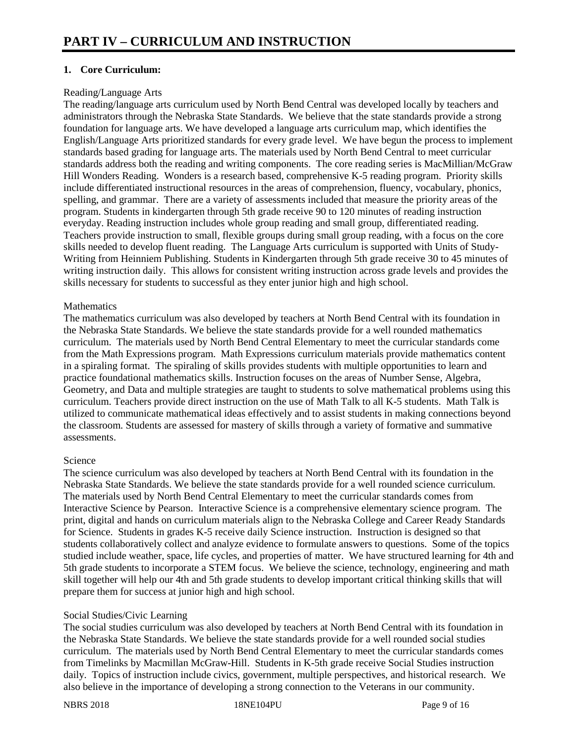# PART IV – CURRICULUM AND INSTRUCTION

## 1. Core Curriculum:

Reading/Language Arts

The reading/language arts curriculum used by North Bend Central was developed locally by teachers and administrators through the Nebraska State Standards. We believe that the state standards provide a strong foundation for language arts. We have developed a language arts curriculum map, which identifies the English/Language Arts prioritized standards for every grade level. We have begun the process to implement standards based grading for language arts. The materials used by North Bend Central to meet curricular standards address both the reading and writing components. The core reading series is MacMillian/McGraw Hill Wonders Reading. Wonders is a research based, comprehensive K-5 reading program. Priority skills include differentiated instructional resources in the areas of comprehension, fluency, vocabulary, phonics, spelling, and grammar. There are a variety of assessments included that measure the priority areas of the program. Students in kindergarten through 5th grade receive 90 to 120 minutes of reading instruction everyday. Reading instruction includes whole group reading and small group, differentiated reading. Teachers provide instruction to small, flexible groups during small group reading, with a focus on the core skills needed to develop fluent reading. The Language Arts curriculum is supported with Units of Study-Writing from Heinniem Publishing. Students in Kindergarten through 5th grade receive 30 to 45 minutes of writing instruction daily. This allows for consistent writing instruction across grade levels and provides the skills necessary for students to successful as they enter junior high and high school.

Mathematics

The mathematics curriculum was also developed by teachers at North Bend Central with its foundation in the Nebraska State Standards. We believe the state standards provide for a well rounded mathematics curriculum. The materials used by North Bend Central Elementary to meet the curricular standards come from the Math Expressions program. Math Expressions curriculum materials provide mathematics content in a spiraling format. The spiraling of skills provides students with multiple opportunities to learn and practice foundational mathematics skills. Instruction focuses on the areas of Number Sense, Algebra, Geometry, and Data and multiple strategies are taught to students to solve mathematical problems using this curriculum. Teachers provide direct instruction on the use of Math Talk to all K-5 students. Math Talk is utilized to communicate mathematical ideas effectively and to assist students in making connections beyond the classroom. Students are assessed for mastery of skills through a variety of formative and summative assessments.

Science

The science curriculum was also developed by teachers at North Bend Central with its foundation in the Nebraska State Standards. We believe the state standards provide for a well rounded science curriculum. The materials used by North Bend Central Elementary to meet the curricular standards comes from Interactive Science by Pearson. Interactive Science is a comprehensive elementary science program. The print, digital and hands on curriculum materials align to the Nebraska College and Career Ready Standards for Science. Students in grades K-5 receive daily Science instruction. Instruction is designed so that students collaboratively collect and analyze evidence to formulate answers to questions. Some of the topics studied include weather, space, life cycles, and properties of matter. We have structured learning for 4th and 5th grade students to incorporate a STEM focus. We believe the science, technology, engineering and math skill together will help our 4th and 5th grade students to develop important critical thinking skills that will prepare them for success at junior high and high school.

Social Studies/Civic Learning

The social studies curriculum was also developed by teachers at North Bend Central with its foundation in the Nebraska State Standards. We believe the state standards provide for a well rounded social studies curriculum. The materials used by North Bend Central Elementary to meet the curricular standards comes from Timelinks by Macmillan McGraw-Hill. Students in K-5th grade receive Social Studies instruction daily. Topics of instruction include civics, government, multiple perspectives, and historical research. We also believe in the importance of developing a strong connection to the Veterans in our community.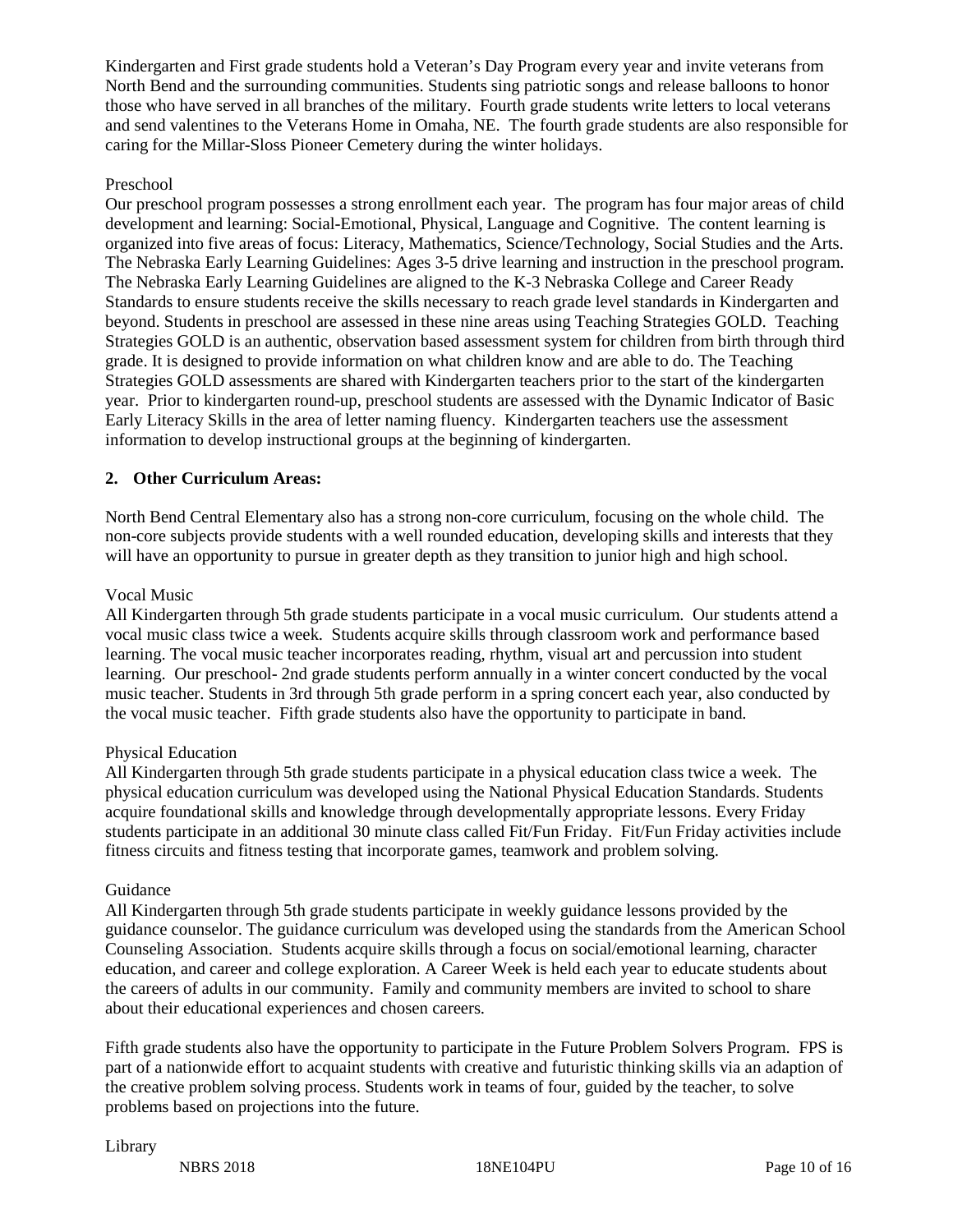Kindergarten and First grade students hold a Veteran's Day Program every year and invite veterans from North Bend and the surrounding communities. Students sing patriotic songs and release balloons to honor those who have served in all branches of the military. Fourth grade students write letters to local veterans and send valentines to the Veterans Home in Omaha, NE. The fourth grade students are also responsible for caring for the Millar-Sloss Pioneer Cemetery during the winter holidays.

Preschool

Our preschool program possesses a strong enrollment each year. The program has four major areas of child development and learning: Social-Emotional, Physical, Language and Cognitive. The content learning is organized into five areas of focus: Literacy, Mathematics, Science/Technology, Social Studies and the Arts. The Nebraska Early Learning Guidelines: Ages 3-5 drive learning and instruction in the preschool program. The Nebraska Early Learning Guidelines are aligned to the K-3 Nebraska College and Career Ready Standards to ensure students receive the skills necessary to reach grade level standards in Kindergarten and beyond. Students in preschool are assessed in these nine areas using Teaching Strategies GOLD. Teaching Strategies GOLD is an authentic, observation based assessment system for children from birth through third grade. It is designed to provide information on what children know and are able to do. The Teaching Strategies GOLD assessments are shared with Kindergarten teachers prior to the start of the kindergarten year. Prior to kindergarten round-up, preschool students are assessed with the Dynamic Indicator of Basic Early Literacy Skills in the area of letter naming fluency. Kindergarten teachers use the assessment information to develop instructional groups at the beginning of kindergarten.

**2. Other Curriculum Areas:**

North Bend Central Elementary also has a strong non-core curriculum, focusing on the whole child. The non-core subjects provide students with a well rounded education, developing skills and interests that they will have an opportunity to pursue in greater depth as they transition to junior high and high school.

Vocal Music

All Kindergarten through 5th grade students participate in a vocal music curriculum. Our students attend a vocal music class twice a week. Students acquire skills through classroom work and performance based learning. The vocal music teacher incorporates reading, rhythm, visual art and percussion into student learning. Our preschool- 2nd grade students perform annually in a winter concert conducted by the vocal music teacher. Students in 3rd through 5th grade perform in a spring concert each year, also conducted by the vocal music teacher. Fifth grade students also have the opportunity to participate in band.

Physical Education

All Kindergarten through 5th grade students participate in a physical education class twice a week. The physical education curriculum was developed using the National Physical Education Standards. Students acquire foundational skills and knowledge through developmentally appropriate lessons. Every Friday students participate in an additional 30 minute class called Fit/Fun Friday. Fit/Fun Friday activities include fitness circuits and fitness testing that incorporate games, teamwork and problem solving.

Guidance

All Kindergarten through 5th grade students participate in weekly guidance lessons provided by the guidance counselor. The guidance curriculum was developed using the standards from the American School Counseling Association. Students acquire skills through a focus on social/emotional learning, character education, and career and college exploration. A Career Week is held each year to educate students about the careers of adults in our community. Family and community members are invited to school to share about their educational experiences and chosen careers.

Fifth grade students also have the opportunity to participate in the Future Problem Solvers Program. FPS is part of a nationwide effort to acquaint students with creative and futuristic thinking skills via an adaption of the creative problem solving process. Students work in teams of four, guided by the teacher, to solve problems based on projections into the future.

Library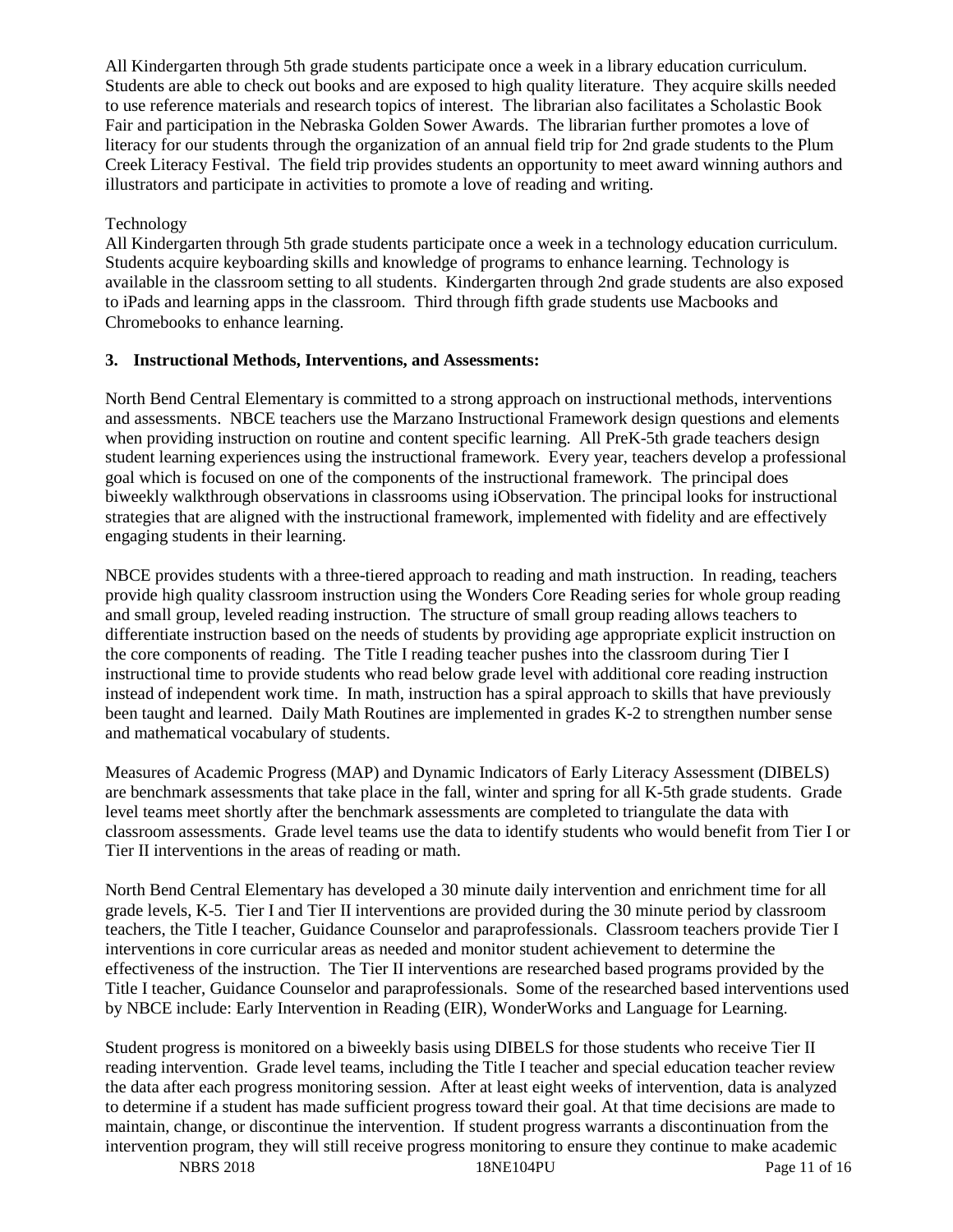All Kindergarten through 5th grade students participate once a week in a library education curriculum. Students are able to check out books and are exposed to high quality literature. They acquire skills needed to use reference materials and research topics of interest. The librarian also facilitates a Scholastic Book Fair and participation in the Nebraska Golden Sower Awards. The librarian further promotes a love of literacy for our students through the organization of an annual field trip for 2nd grade students to the Plum Creek Literacy Festival. The field trip provides students an opportunity to meet award winning authors and illustrators and participate in activities to promote a love of reading and writing.

Technology

All Kindergarten through 5th grade students participate once a week in a technology education curriculum. Students acquire keyboarding skills and knowledge of programs to enhance learning. Technology is available in the classroom setting to all students. Kindergarten through 2nd grade students are also exposed to iPads and learning apps in the classroom. Third through fifth grade students use Macbooks and Chromebooks to enhance learning.

**3. Instructional Methods, Interventions, and Assessments:**

North Bend Central Elementary is committed to a strong approach on instructional methods, interventions and assessments. NBCE teachers use the Marzano Instructional Framework design questions and elements when providing instruction on routine and content specific learning. All PreK-5th grade teachers design student learning experiences using the instructional framework. Every year, teachers develop a professional goal which is focused on one of the components of the instructional framework. The principal does biweekly walkthrough observations in classrooms using iObservation. The principal looks for instructional strategies that are aligned with the instructional framework, implemented with fidelity and are effectively engaging students in their learning.

NBCE provides students with a three-tiered approach to reading and math instruction. In reading, teachers provide high quality classroom instruction using the Wonders Core Reading series for whole group reading and small group, leveled reading instruction. The structure of small group reading allows teachers to differentiate instruction based on the needs of students by providing age appropriate explicit instruction on the core components of reading. The Title I reading teacher pushes into the classroom during Tier I instructional time to provide students who read below grade level with additional core reading instruction instead of independent work time. In math, instruction has a spiral approach to skills that have previously been taught and learned. Daily Math Routines are implemented in grades K-2 to strengthen number sense and mathematical vocabulary of students.

Measures of Academic Progress (MAP) and Dynamic Indicators of Early Literacy Assessment (DIBELS) are benchmark assessments that take place in the fall, winter and spring for all K-5th grade students. Grade level teams meet shortly after the benchmark assessments are completed to triangulate the data with classroom assessments. Grade level teams use the data to identify students who would benefit from Tier I or Tier II interventions in the areas of reading or math.

North Bend Central Elementary has developed a 30 minute daily intervention and enrichment time for all grade levels, K-5. Tier I and Tier II interventions are provided during the 30 minute period by classroom teachers, the Title I teacher, Guidance Counselor and paraprofessionals. Classroom teachers provide Tier I interventions in core curricular areas as needed and monitor student achievement to determine the effectiveness of the instruction. The Tier II interventions are researched based programs provided by the Title I teacher, Guidance Counselor and paraprofessionals. Some of the researched based interventions used by NBCE include: Early Intervention in Reading (EIR), WonderWorks and Language for Learning.

Student progress is monitored on a biweekly basis using DIBELS for those students who receive Tier II reading intervention. Grade level teams, including the Title I teacher and special education teacher review the data after each progress monitoring session. After at least eight weeks of intervention, data is analyzed to determine if a student has made sufficient progress toward their goal. At that time decisions are made to maintain, change, or discontinue the intervention. If student progress warrants a discontinuation from the intervention program, they will still receive progress monitoring to ensure they continue to make academic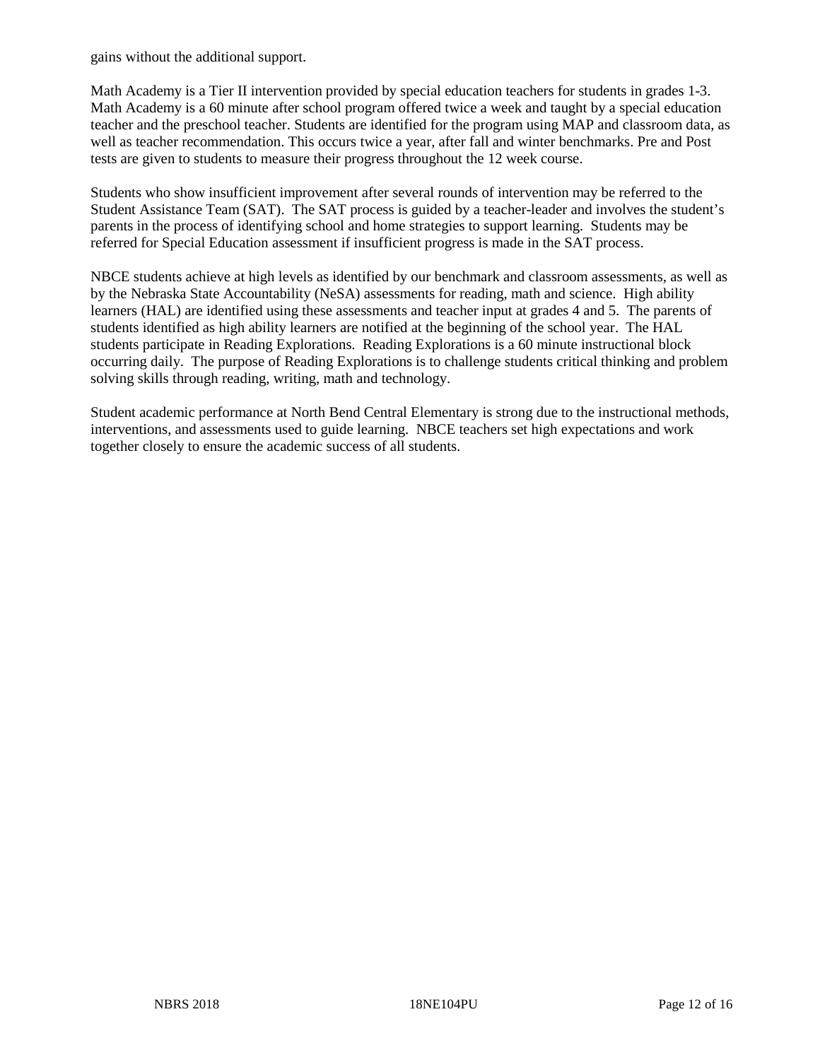gains without the additional support.

Math Academy is a Tier II intervention provided by special education teachers for students in grades 1-3. Math Academy is a 60 minute after school program offered twice a week and taught by a special education teacher and the preschool teacher. Students are identified for the program using MAP and classroom data, as well as teacher recommendation. This occurs twice a year, after fall and winter benchmarks. Pre and Post tests are given to students to measure their progress throughout the 12 week course.

Students who show insufficient improvement after several rounds of intervention may be referred to the Student Assistance Team (SAT). The SAT process is guided by a teacher-leader and involves the student's parents in the process of identifying school and home strategies to support learning. Students may be referred for Special Education assessment if insufficient progress is made in the SAT process.

NBCE students achieve at high levels as identified by our benchmark and classroom assessments, as well as by the Nebraska State Accountability (NeSA) assessments for reading, math and science. High ability learners (HAL) are identified using these assessments and teacher input at grades 4 and 5. The parents of students identified as high ability learners are notified at the beginning of the school year. The HAL students participate in Reading Explorations. Reading Explorations is a 60 minute instructional block occurring daily. The purpose of Reading Explorations is to challenge students critical thinking and problem solving skills through reading, writing, math and technology.

Student academic performance at North Bend Central Elementary is strong due to the instructional methods, interventions, and assessments used to guide learning. NBCE teachers set high expectations and work together closely to ensure the academic success of all students.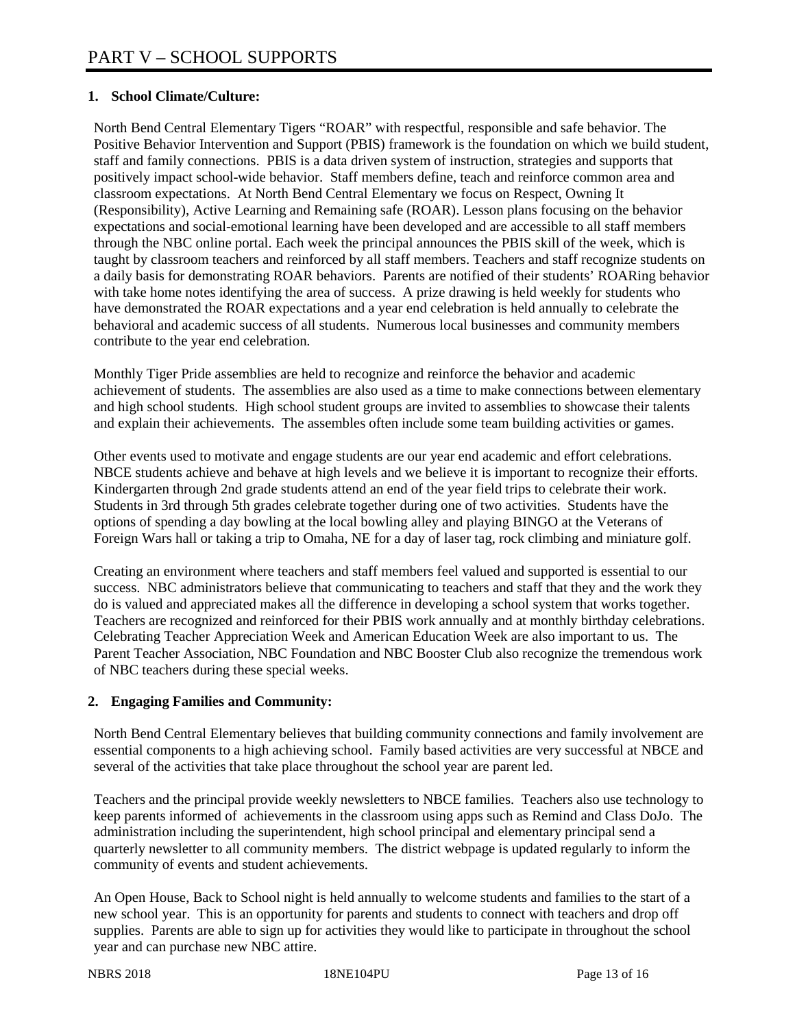# PART V – SCHOOL SUPPORTS

**1. School Climate/Culture:**

North Bend Central Elementary Tigers "ROAR" with respectful, responsible and safe behavior. The Positive Behavior Intervention and Support (PBIS) framework is the foundation on which we build student, staff and family connections. PBIS is a data driven system of instruction, strategies and supports that positively impact school-wide behavior. Staff members define, teach and reinforce common area and classroom expectations. At North Bend Central Elementary we focus on Respect, Owning It (Responsibility), Active Learning and Remaining safe (ROAR). Lesson plans focusing on the behavior expectations and social-emotional learning have been developed and are accessible to all staff members through the NBC online portal. Each week the principal announces the PBIS skill of the week, which is taught by classroom teachers and reinforced by all staff members. Teachers and staff recognize students on a daily basis for demonstrating ROAR behaviors. Parents are notified of their students' ROARing behavior with take home notes identifying the area of success. A prize drawing is held weekly for students who have demonstrated the ROAR expectations and a year end celebration is held annually to celebrate the behavioral and academic success of all students. Numerous local businesses and community members contribute to the year end celebration.

Monthly Tiger Pride assemblies are held to recognize and reinforce the behavior and academic achievement of students. The assemblies are also used as a time to make connections between elementary and high school students. High school student groups are invited to assemblies to showcase their talents and explain their achievements. The assembles often include some team building activities or games.

Other events used to motivate and engage students are our year end academic and effort celebrations. NBCE students achieve and behave at high levels and we believe it is important to recognize their efforts. Kindergarten through 2nd grade students attend an end of the year field trips to celebrate their work. Students in 3rd through 5th grades celebrate together during one of two activities. Students have the options of spending a day bowling at the local bowling alley and playing BINGO at the Veterans of Foreign Wars hall or taking a trip to Omaha, NE for a day of laser tag, rock climbing and miniature golf.

Creating an environment where teachers and staff members feel valued and supported is essential to our success. NBC administrators believe that communicating to teachers and staff that they and the work they do is valued and appreciated makes all the difference in developing a school system that works together. Teachers are recognized and reinforced for their PBIS work annually and at monthly birthday celebrations. Celebrating Teacher Appreciation Week and American Education Week are also important to us. The Parent Teacher Association, NBC Foundation and NBC Booster Club also recognize the tremendous work of NBC teachers during these special weeks.

**2. Engaging Families and Community:**

North Bend Central Elementary believes that building community connections and family involvement are essential components to a high achieving school. Family based activities are very successful at NBCE and several of the activities that take place throughout the school year are parent led.

Teachers and the principal provide weekly newsletters to NBCE families. Teachers also use technology to keep parents informed of achievements in the classroom using apps such as Remind and Class DoJo. The administration including the superintendent, high school principal and elementary principal send a quarterly newsletter to all community members. The district webpage is updated regularly to inform the community of events and student achievements.

An Open House, Back to School night is held annually to welcome students and families to the start of a new school year. This is an opportunity for parents and students to connect with teachers and drop off supplies. Parents are able to sign up for activities they would like to participate in throughout the school year and can purchase new NBC attire.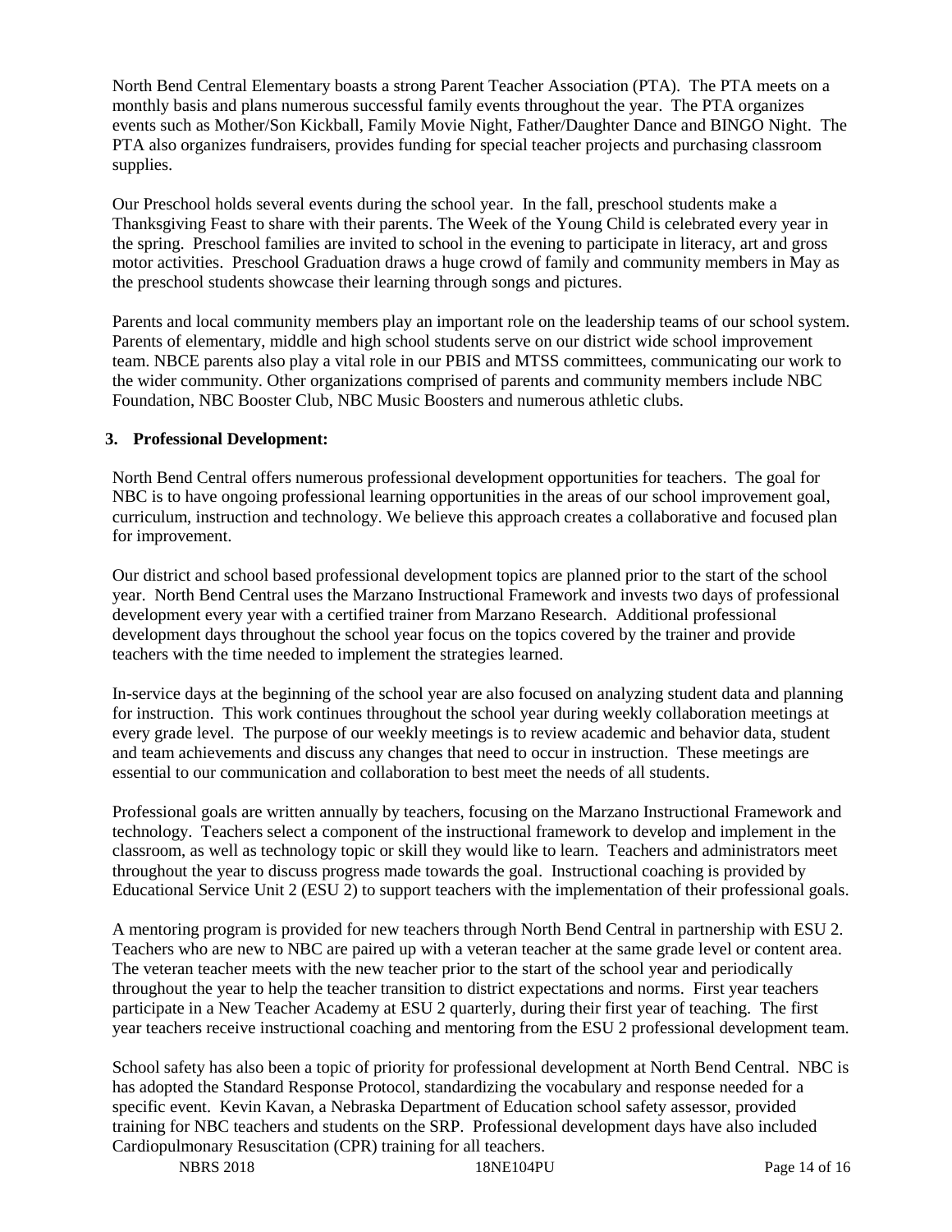North Bend Central Elementary boasts a strong Parent Teacher Association (PTA). The PTA meets on a monthly basis and plans numerous successful family events throughout the year. The PTA organizes events such as Mother/Son Kickball, Family Movie Night, Father/Daughter Dance and BINGO Night. The PTA also organizes fundraisers, provides funding for special teacher projects and purchasing classroom supplies.

Our Preschool holds several events during the school year. In the fall, preschool students make a Thanksgiving Feast to share with their parents. The Week of the Young Child is celebrated every year in the spring. Preschool families are invited to school in the evening to participate in literacy, art and gross motor activities. Preschool Graduation draws a huge crowd of family and community members in May as the preschool students showcase their learning through songs and pictures.

Parents and local community members play an important role on the leadership teams of our school system. Parents of elementary, middle and high school students serve on our district wide school improvement team. NBCE parents also play a vital role in our PBIS and MTSS committees, communicating our work to the wider community. Other organizations comprised of parents and community members include NBC Foundation, NBC Booster Club, NBC Music Boosters and numerous athletic clubs.

**3. Professional Development:**

North Bend Central offers numerous professional development opportunities for teachers. The goal for NBC is to have ongoing professional learning opportunities in the areas of our school improvement goal, curriculum, instruction and technology. We believe this approach creates a collaborative and focused plan for improvement.

Our district and school based professional development topics are planned prior to the start of the school year. North Bend Central uses the Marzano Instructional Framework and invests two days of professional development every year with a certified trainer from Marzano Research. Additional professional development days throughout the school year focus on the topics covered by the trainer and provide teachers with the time needed to implement the strategies learned.

In-service days at the beginning of the school year are also focused on analyzing student data and planning for instruction. This work continues throughout the school year during weekly collaboration meetings at every grade level. The purpose of our weekly meetings is to review academic and behavior data, student and team achievements and discuss any changes that need to occur in instruction. These meetings are essential to our communication and collaboration to best meet the needs of all students.

Professional goals are written annually by teachers, focusing on the Marzano Instructional Framework and technology. Teachers select a component of the instructional framework to develop and implement in the classroom, as well as technology topic or skill they would like to learn. Teachers and administrators meet throughout the year to discuss progress made towards the goal. Instructional coaching is provided by Educational Service Unit 2 (ESU 2) to support teachers with the implementation of their professional goals.

A mentoring program is provided for new teachers through North Bend Central in partnership with ESU 2. Teachers who are new to NBC are paired up with a veteran teacher at the same grade level or content area. The veteran teacher meets with the new teacher prior to the start of the school year and periodically throughout the year to help the teacher transition to district expectations and norms. First year teachers participate in a New Teacher Academy at ESU 2 quarterly, during their first year of teaching. The first year teachers receive instructional coaching and mentoring from the ESU 2 professional development team.

School safety has also been a topic of priority for professional development at North Bend Central. NBC is has adopted the Standard Response Protocol, standardizing the vocabulary and response needed for a specific event. Kevin Kavan, a Nebraska Department of Education school safety assessor, provided training for NBC teachers and students on the SRP. Professional development days have also included Cardiopulmonary Resuscitation (CPR) training for all teachers.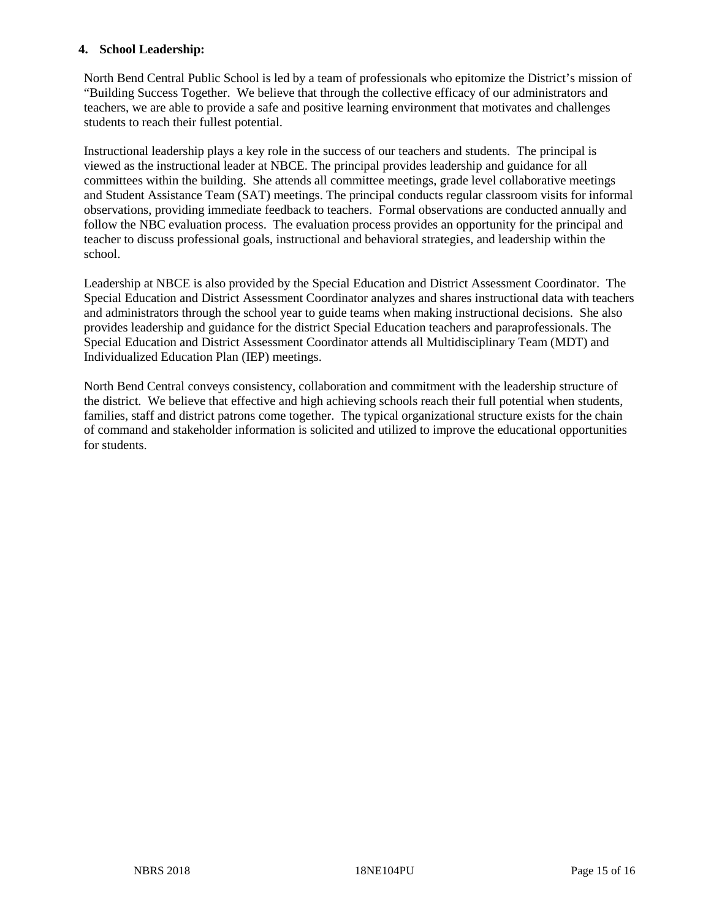**4. School Leadership:**

North Bend Central Public School is led by a team of professionals who epitomize the District's mission of "Building Success Together. We believe that through the collective efficacy of our administrators and teachers, we are able to provide a safe and positive learning environment that motivates and challenges students to reach their fullest potential.

Instructional leadership plays a key role in the success of our teachers and students. The principal is viewed as the instructional leader at NBCE. The principal provides leadership and guidance for all committees within the building. She attends all committee meetings, grade level collaborative meetings and Student Assistance Team (SAT) meetings. The principal conducts regular classroom visits for informal observations, providing immediate feedback to teachers. Formal observations are conducted annually and follow the NBC evaluation process. The evaluation process provides an opportunity for the principal and teacher to discuss professional goals, instructional and behavioral strategies, and leadership within the school.

Leadership at NBCE is also provided by the Special Education and District Assessment Coordinator. The Special Education and District Assessment Coordinator analyzes and shares instructional data with teachers and administrators through the school year to guide teams when making instructional decisions. She also provides leadership and guidance for the district Special Education teachers and paraprofessionals. The Special Education and District Assessment Coordinator attends all Multidisciplinary Team (MDT) and Individualized Education Plan (IEP) meetings.

North Bend Central conveys consistency, collaboration and commitment with the leadership structure of the district. We believe that effective and high achieving schools reach their full potential when students, families, staff and district patrons come together. The typical organizational structure exists for the chain of command and stakeholder information is solicited and utilized to improve the educational opportunities for students.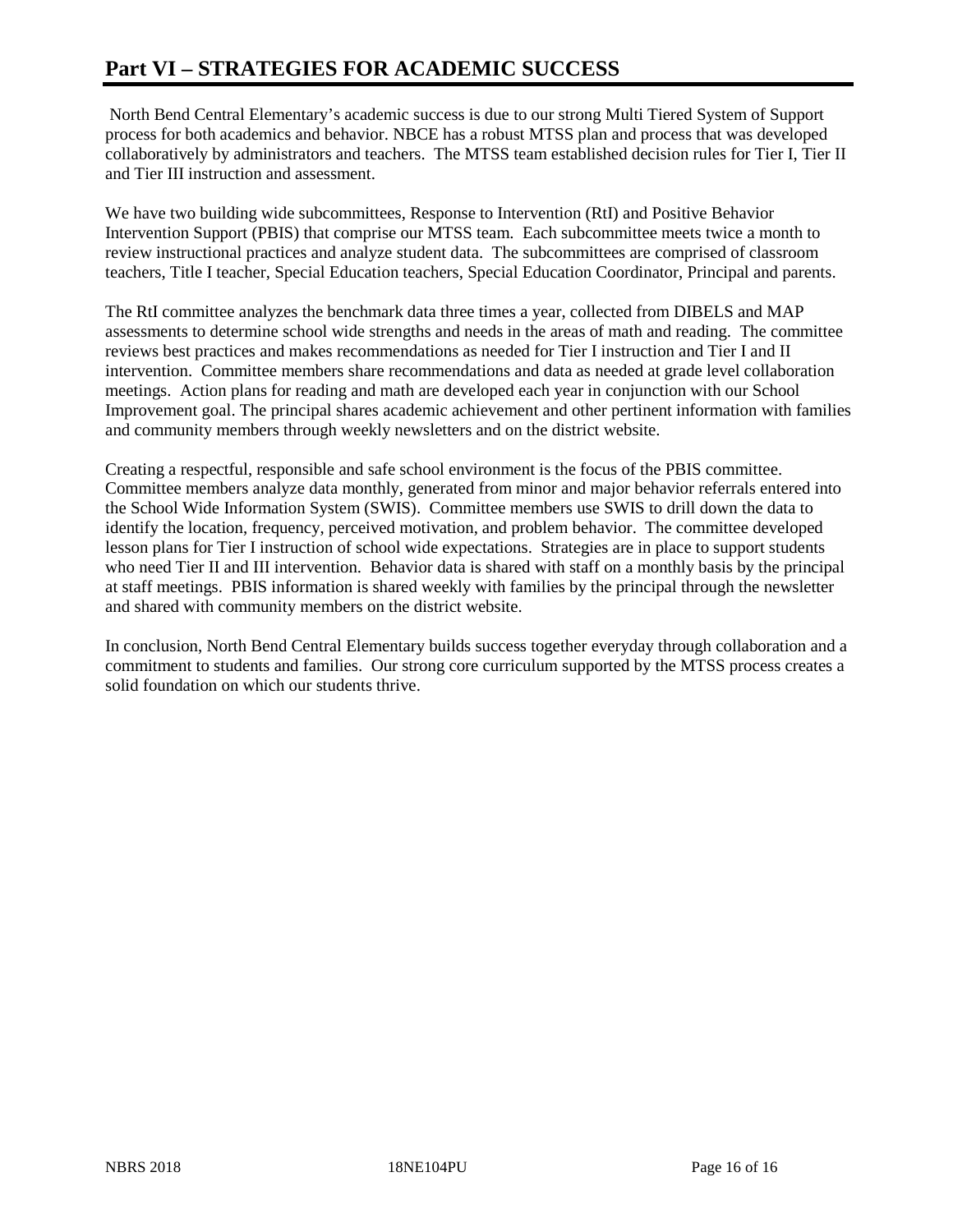# Part VI – STRATEGIES FOR ACADEMIC SUCCESS

North Bend Central Elementary's academic success is due to our strong Multi Tiered System of Support process for both academics and behavior. NBCE has a robust MTSS plan and process that was developed collaboratively by administrators and teachers. The MTSS team established decision rules for Tier I, Tier II and Tier III instruction and assessment.

We have two building wide subcommittees, Response to Intervention (RtI) and Positive Behavior Intervention Support (PBIS) that comprise our MTSS team. Each subcommittee meets twice a month to review instructional practices and analyze student data. The subcommittees are comprised of classroom teachers, Title I teacher, Special Education teachers, Special Education Coordinator, Principal and parents.

The RtI committee analyzes the benchmark data three times a year, collected from DIBELS and MAP assessments to determine school wide strengths and needs in the areas of math and reading. The committee reviews best practices and makes recommendations as needed for Tier I instruction and Tier I and II intervention. Committee members share recommendations and data as needed at grade level collaboration meetings. Action plans for reading and math are developed each year in conjunction with our School Improvement goal. The principal shares academic achievement and other pertinent information with families and community members through weekly newsletters and on the district website.

Creating a respectful, responsible and safe school environment is the focus of the PBIS committee. Committee members analyze data monthly, generated from minor and major behavior referrals entered into the School Wide Information System (SWIS). Committee members use SWIS to drill down the data to identify the location, frequency, perceived motivation, and problem behavior. The committee developed lesson plans for Tier I instruction of school wide expectations. Strategies are in place to support students who need Tier II and III intervention. Behavior data is shared with staff on a monthly basis by the principal at staff meetings. PBIS information is shared weekly with families by the principal through the newsletter and shared with community members on the district website.

In conclusion, North Bend Central Elementary builds success together everyday through collaboration and a commitment to students and families. Our strong core curriculum supported by the MTSS process creates a solid foundation on which our students thrive.